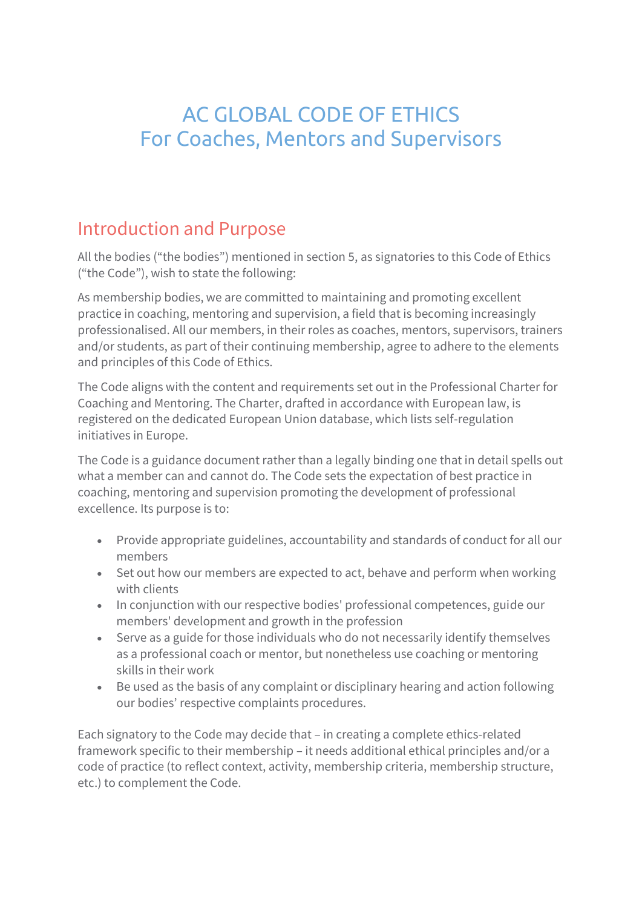# AC GLOBAL CODE OF ETHICS
# For Coaches, Mentors and Supervisors

## Introduction and Purpose

All the bodies ("the bodies") mentioned in section 5, as signatories to this Code of Ethics ("the Code"), wish to state the following:

As membership bodies, we are committed to maintaining and promoting excellent practice in coaching, mentoring and supervision, a field that is becoming increasingly professionalised. All our members, in their roles as coaches, mentors, supervisors, trainers and/or students, as part of their continuing membership, agree to adhere to the elements and principles of this Code of Ethics.

The Code aligns with the content and requirements set out in the Professional Charter for Coaching and Mentoring. The Charter, drafted in accordance with European law, is registered on the dedicated European Union database, which lists self-regulation initiatives in Europe.

The Code is a guidance document rather than a legally binding one that in detail spells out what a member can and cannot do. The Code sets the expectation of best practice in coaching, mentoring and supervision promoting the development of professional excellence. Its purpose is to:

- Provide appropriate guidelines, accountability and standards of conduct for all our members
- Set out how our members are expected to act, behave and perform when working with clients
- In conjunction with our respective bodies' professional competences, guide our members' development and growth in the profession
- Serve as a guide for those individuals who do not necessarily identify themselves as a professional coach or mentor, but nonetheless use coaching or mentoring skills in their work
- Be used as the basis of any complaint or disciplinary hearing and action following our bodies' respective complaints procedures.

Each signatory to the Code may decide that – in creating a complete ethics-related framework specific to their membership – it needs additional ethical principles and/or a code of practice (to reflect context, activity, membership criteria, membership structure, etc.) to complement the Code.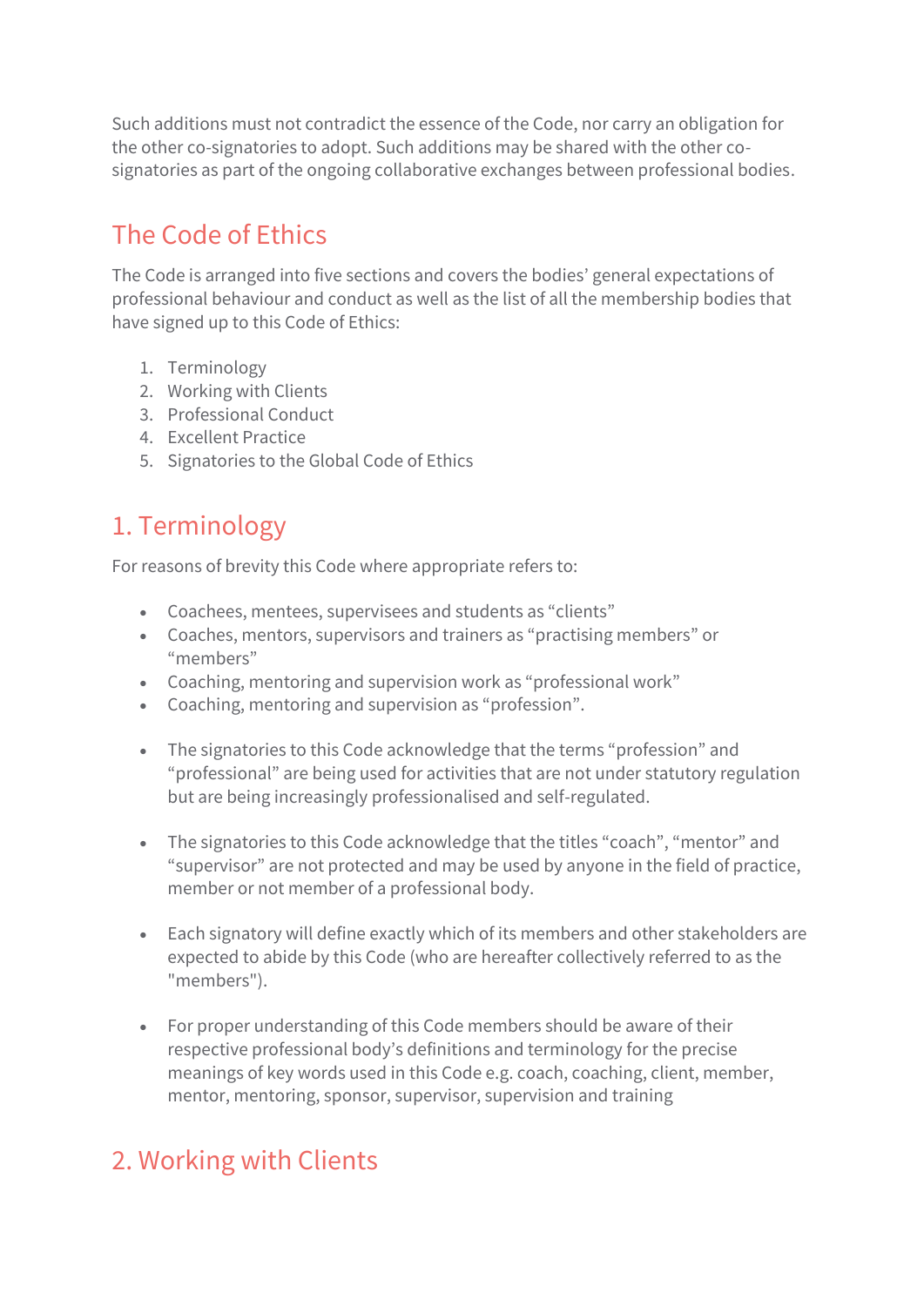Such additions must not contradict the essence of the Code, nor carry an obligation for the other co-signatories to adopt. Such additions may be shared with the other co-signatories as part of the ongoing collaborative exchanges between professional bodies.

## The Code of Ethics

The Code is arranged into five sections and covers the bodies' general expectations of professional behaviour and conduct as well as the list of all the membership bodies that have signed up to this Code of Ethics:

1. Terminology
2. Working with Clients
3. Professional Conduct
4. Excellent Practice
5. Signatories to the Global Code of Ethics

## 1. Terminology

For reasons of brevity this Code where appropriate refers to:

- Coachees, mentees, supervisees and students as "clients"
- Coaches, mentors, supervisors and trainers as "practising members" or "members"
- Coaching, mentoring and supervision work as "professional work"
- Coaching, mentoring and supervision as "profession".

- The signatories to this Code acknowledge that the terms "profession" and "professional" are being used for activities that are not under statutory regulation but are being increasingly professionalised and self-regulated.

- The signatories to this Code acknowledge that the titles "coach", "mentor" and "supervisor" are not protected and may be used by anyone in the field of practice, member or not member of a professional body.

- Each signatory will define exactly which of its members and other stakeholders are expected to abide by this Code (who are hereafter collectively referred to as the "members").

- For proper understanding of this Code members should be aware of their respective professional body's definitions and terminology for the precise meanings of key words used in this Code e.g. coach, coaching, client, member, mentor, mentoring, sponsor, supervisor, supervision and training

## 2. Working with Clients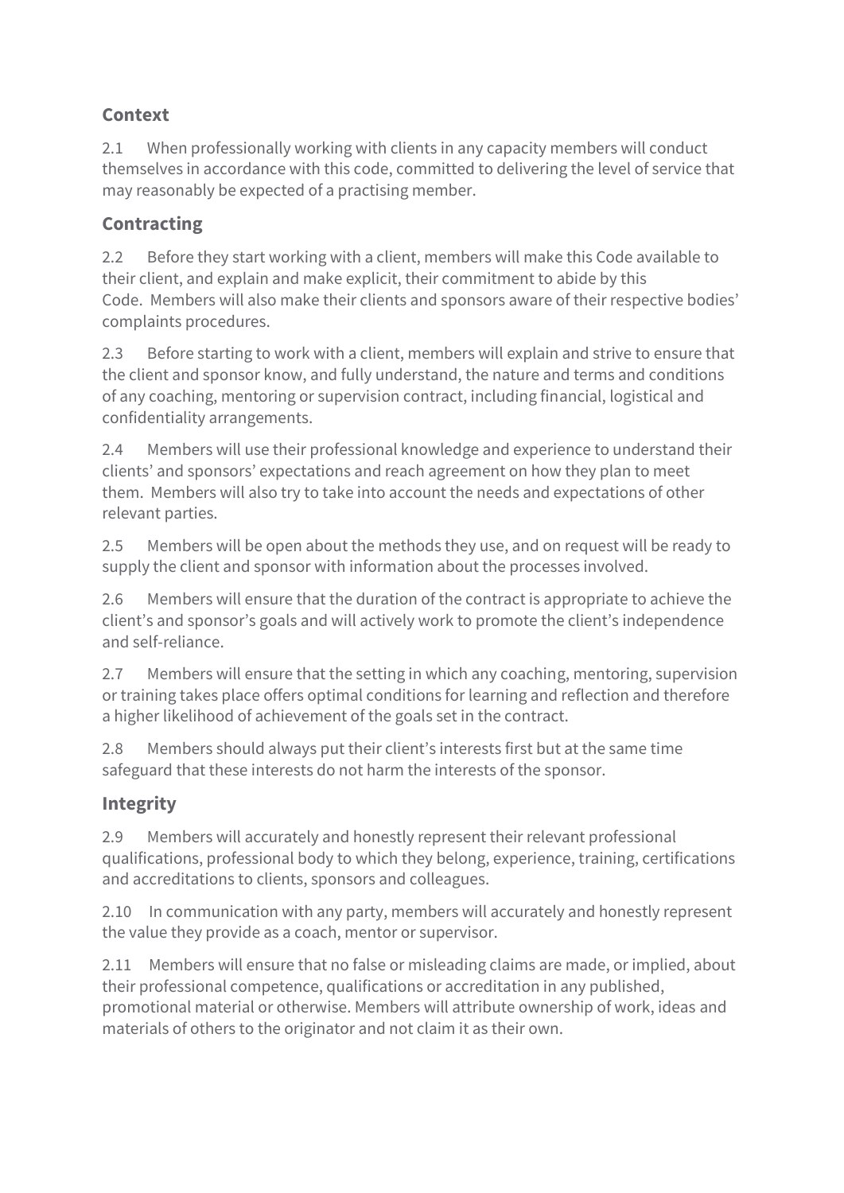## Context

2.1 When professionally working with clients in any capacity members will conduct themselves in accordance with this code, committed to delivering the level of service that may reasonably be expected of a practising member.

## Contracting

2.2 Before they start working with a client, members will make this Code available to their client, and explain and make explicit, their commitment to abide by this Code. Members will also make their clients and sponsors aware of their respective bodies' complaints procedures.

2.3 Before starting to work with a client, members will explain and strive to ensure that the client and sponsor know, and fully understand, the nature and terms and conditions of any coaching, mentoring or supervision contract, including financial, logistical and confidentiality arrangements.

2.4 Members will use their professional knowledge and experience to understand their clients' and sponsors' expectations and reach agreement on how they plan to meet them. Members will also try to take into account the needs and expectations of other relevant parties.

2.5 Members will be open about the methods they use, and on request will be ready to supply the client and sponsor with information about the processes involved.

2.6 Members will ensure that the duration of the contract is appropriate to achieve the client's and sponsor's goals and will actively work to promote the client's independence and self-reliance.

2.7 Members will ensure that the setting in which any coaching, mentoring, supervision or training takes place offers optimal conditions for learning and reflection and therefore a higher likelihood of achievement of the goals set in the contract.

2.8 Members should always put their client's interests first but at the same time safeguard that these interests do not harm the interests of the sponsor.

## Integrity

2.9 Members will accurately and honestly represent their relevant professional qualifications, professional body to which they belong, experience, training, certifications and accreditations to clients, sponsors and colleagues.

2.10 In communication with any party, members will accurately and honestly represent the value they provide as a coach, mentor or supervisor.

2.11 Members will ensure that no false or misleading claims are made, or implied, about their professional competence, qualifications or accreditation in any published, promotional material or otherwise. Members will attribute ownership of work, ideas and materials of others to the originator and not claim it as their own.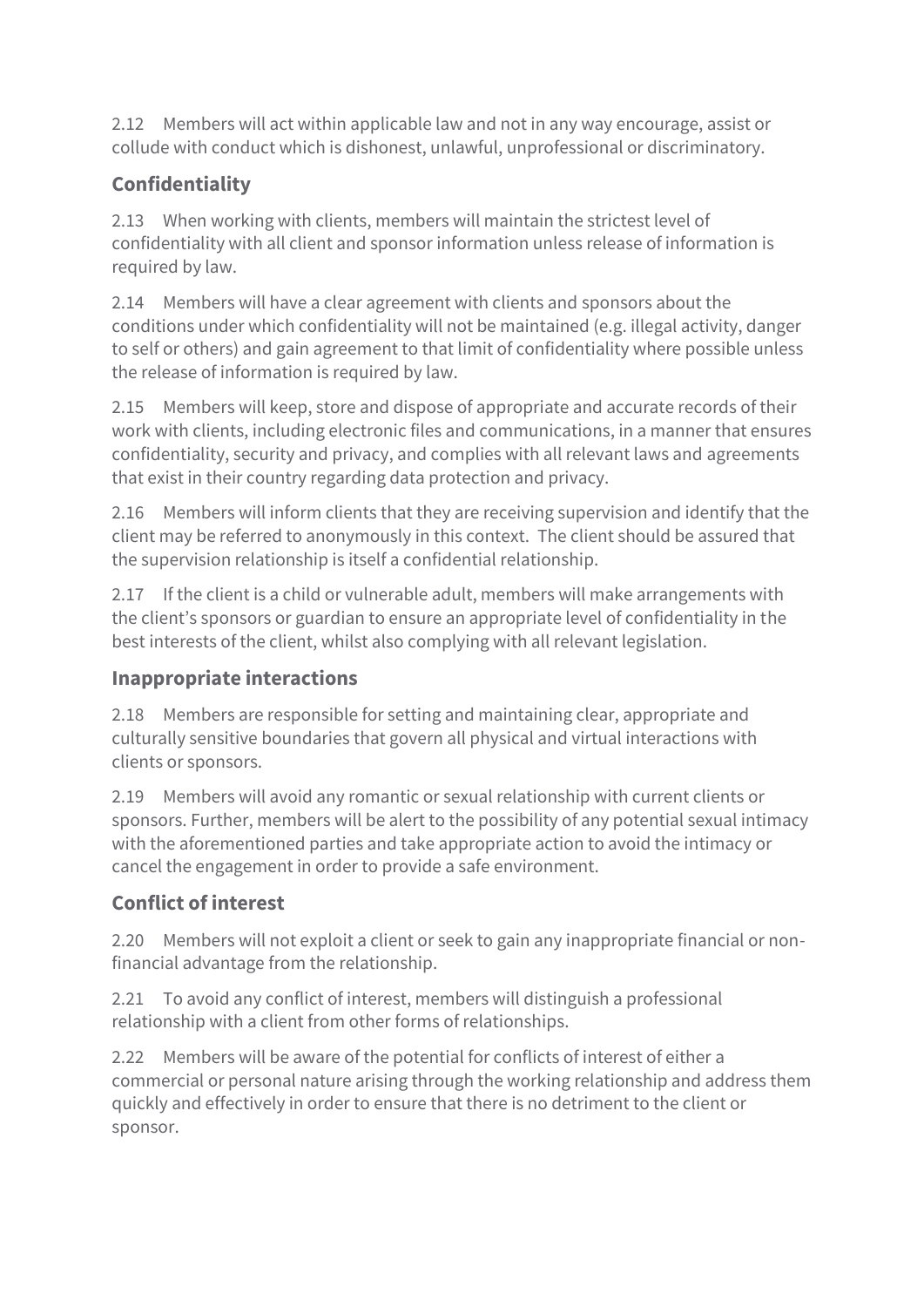2.12 Members will act within applicable law and not in any way encourage, assist or collude with conduct which is dishonest, unlawful, unprofessional or discriminatory.

## Confidentiality

2.13 When working with clients, members will maintain the strictest level of confidentiality with all client and sponsor information unless release of information is required by law.

2.14 Members will have a clear agreement with clients and sponsors about the conditions under which confidentiality will not be maintained (e.g. illegal activity, danger to self or others) and gain agreement to that limit of confidentiality where possible unless the release of information is required by law.

2.15 Members will keep, store and dispose of appropriate and accurate records of their work with clients, including electronic files and communications, in a manner that ensures confidentiality, security and privacy, and complies with all relevant laws and agreements that exist in their country regarding data protection and privacy.

2.16 Members will inform clients that they are receiving supervision and identify that the client may be referred to anonymously in this context. The client should be assured that the supervision relationship is itself a confidential relationship.

2.17 If the client is a child or vulnerable adult, members will make arrangements with the client's sponsors or guardian to ensure an appropriate level of confidentiality in the best interests of the client, whilst also complying with all relevant legislation.

## Inappropriate interactions

2.18 Members are responsible for setting and maintaining clear, appropriate and culturally sensitive boundaries that govern all physical and virtual interactions with clients or sponsors.

2.19 Members will avoid any romantic or sexual relationship with current clients or sponsors. Further, members will be alert to the possibility of any potential sexual intimacy with the aforementioned parties and take appropriate action to avoid the intimacy or cancel the engagement in order to provide a safe environment.

## Conflict of interest

2.20 Members will not exploit a client or seek to gain any inappropriate financial or non-financial advantage from the relationship.

2.21 To avoid any conflict of interest, members will distinguish a professional relationship with a client from other forms of relationships.

2.22 Members will be aware of the potential for conflicts of interest of either a commercial or personal nature arising through the working relationship and address them quickly and effectively in order to ensure that there is no detriment to the client or sponsor.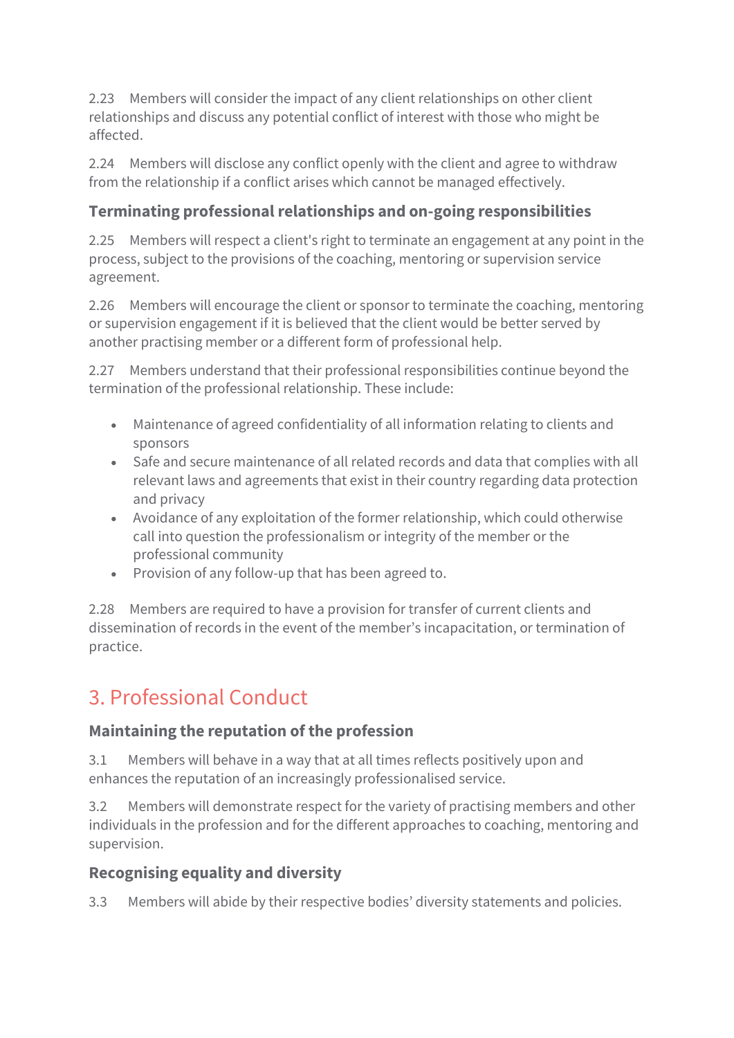2.23 Members will consider the impact of any client relationships on other client relationships and discuss any potential conflict of interest with those who might be affected.

2.24 Members will disclose any conflict openly with the client and agree to withdraw from the relationship if a conflict arises which cannot be managed effectively.

### Terminating professional relationships and on-going responsibilities

2.25 Members will respect a client's right to terminate an engagement at any point in the process, subject to the provisions of the coaching, mentoring or supervision service agreement.

2.26 Members will encourage the client or sponsor to terminate the coaching, mentoring or supervision engagement if it is believed that the client would be better served by another practising member or a different form of professional help.

2.27 Members understand that their professional responsibilities continue beyond the termination of the professional relationship. These include:

- Maintenance of agreed confidentiality of all information relating to clients and sponsors
- Safe and secure maintenance of all related records and data that complies with all relevant laws and agreements that exist in their country regarding data protection and privacy
- Avoidance of any exploitation of the former relationship, which could otherwise call into question the professionalism or integrity of the member or the professional community
- Provision of any follow-up that has been agreed to.

2.28 Members are required to have a provision for transfer of current clients and dissemination of records in the event of the member's incapacitation, or termination of practice.

## 3. Professional Conduct

### Maintaining the reputation of the profession

3.1 Members will behave in a way that at all times reflects positively upon and enhances the reputation of an increasingly professionalised service.

3.2 Members will demonstrate respect for the variety of practising members and other individuals in the profession and for the different approaches to coaching, mentoring and supervision.

### Recognising equality and diversity

3.3 Members will abide by their respective bodies' diversity statements and policies.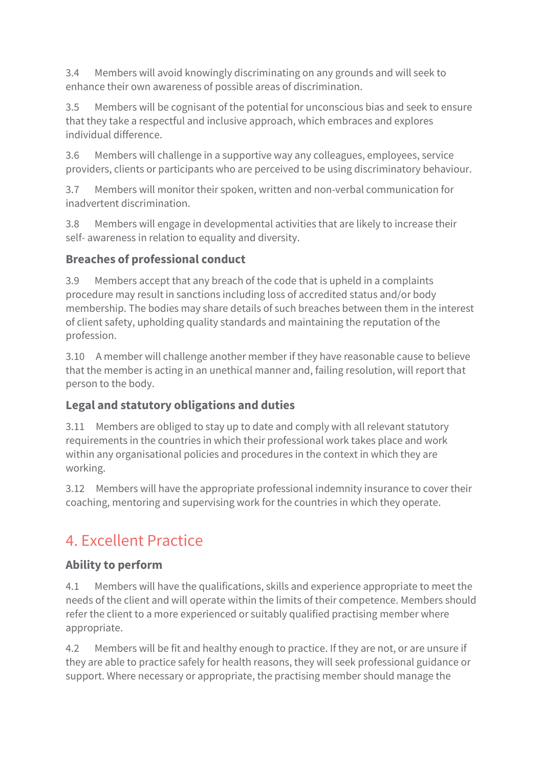3.4 Members will avoid knowingly discriminating on any grounds and will seek to enhance their own awareness of possible areas of discrimination.

3.5 Members will be cognisant of the potential for unconscious bias and seek to ensure that they take a respectful and inclusive approach, which embraces and explores individual difference.

3.6 Members will challenge in a supportive way any colleagues, employees, service providers, clients or participants who are perceived to be using discriminatory behaviour.

3.7 Members will monitor their spoken, written and non-verbal communication for inadvertent discrimination.

3.8 Members will engage in developmental activities that are likely to increase their self- awareness in relation to equality and diversity.

### Breaches of professional conduct

3.9 Members accept that any breach of the code that is upheld in a complaints procedure may result in sanctions including loss of accredited status and/or body membership. The bodies may share details of such breaches between them in the interest of client safety, upholding quality standards and maintaining the reputation of the profession.

3.10 A member will challenge another member if they have reasonable cause to believe that the member is acting in an unethical manner and, failing resolution, will report that person to the body.

### Legal and statutory obligations and duties

3.11 Members are obliged to stay up to date and comply with all relevant statutory requirements in the countries in which their professional work takes place and work within any organisational policies and procedures in the context in which they are working.

3.12 Members will have the appropriate professional indemnity insurance to cover their coaching, mentoring and supervising work for the countries in which they operate.

## 4. Excellent Practice

### Ability to perform

4.1 Members will have the qualifications, skills and experience appropriate to meet the needs of the client and will operate within the limits of their competence. Members should refer the client to a more experienced or suitably qualified practising member where appropriate.

4.2 Members will be fit and healthy enough to practice. If they are not, or are unsure if they are able to practice safely for health reasons, they will seek professional guidance or support. Where necessary or appropriate, the practising member should manage the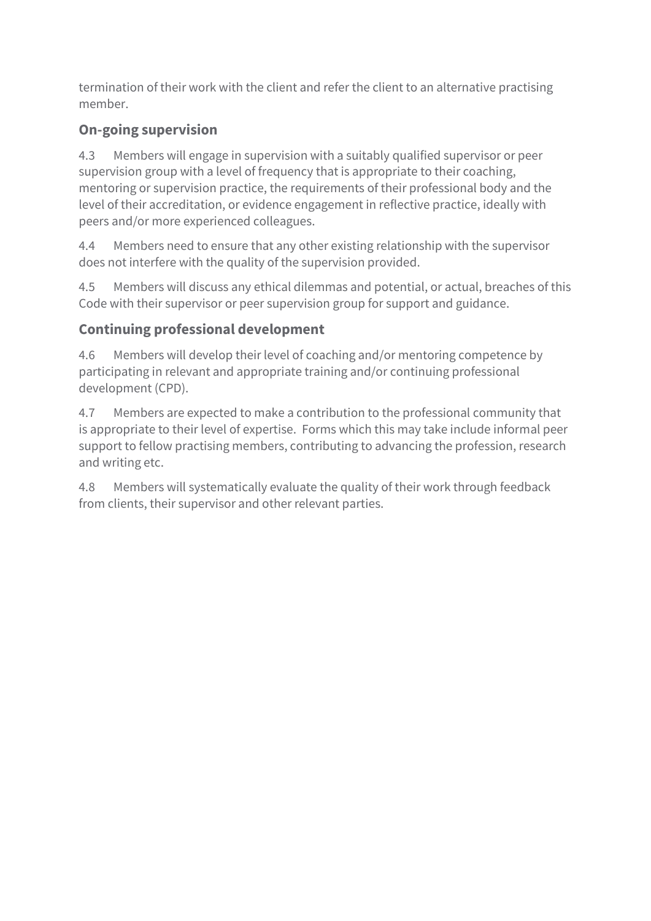termination of their work with the client and refer the client to an alternative practising member.

## On-going supervision

4.3 Members will engage in supervision with a suitably qualified supervisor or peer supervision group with a level of frequency that is appropriate to their coaching, mentoring or supervision practice, the requirements of their professional body and the level of their accreditation, or evidence engagement in reflective practice, ideally with peers and/or more experienced colleagues.

4.4 Members need to ensure that any other existing relationship with the supervisor does not interfere with the quality of the supervision provided.

4.5 Members will discuss any ethical dilemmas and potential, or actual, breaches of this Code with their supervisor or peer supervision group for support and guidance.

## Continuing professional development

4.6 Members will develop their level of coaching and/or mentoring competence by participating in relevant and appropriate training and/or continuing professional development (CPD).

4.7 Members are expected to make a contribution to the professional community that is appropriate to their level of expertise. Forms which this may take include informal peer support to fellow practising members, contributing to advancing the profession, research and writing etc.

4.8 Members will systematically evaluate the quality of their work through feedback from clients, their supervisor and other relevant parties.